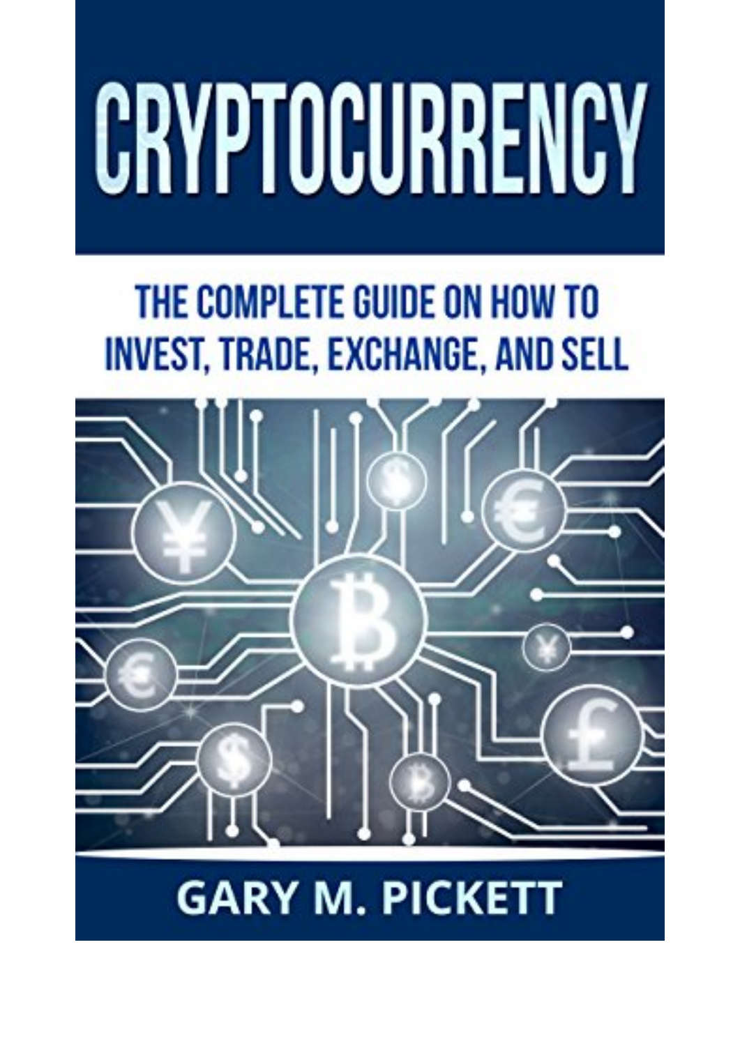# CRYPTOCURRENCY

## THE COMPLETE GUIDE ON HOW TO INVEST, TRADE, EXCHANGE, AND SELL

GARY M. PICKETT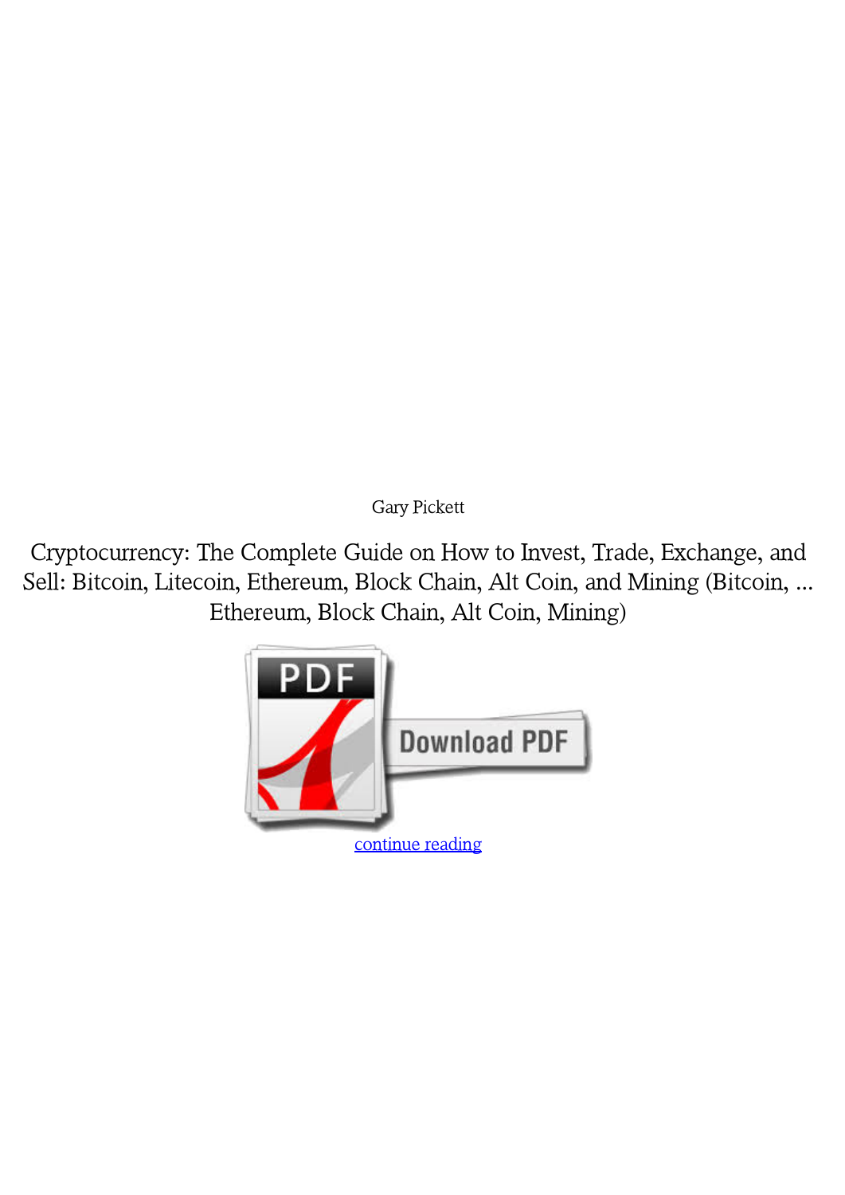Gary Pickett

Cryptocurrency: The Complete Guide on How to Invest, Trade, Exchange, and Sell: Bitcoin, Litecoin, Ethereum, Block Chain, Alt Coin, and Mining (Bitcoin, ... Ethereum, Block Chain, Alt Coin, Mining)

continue reading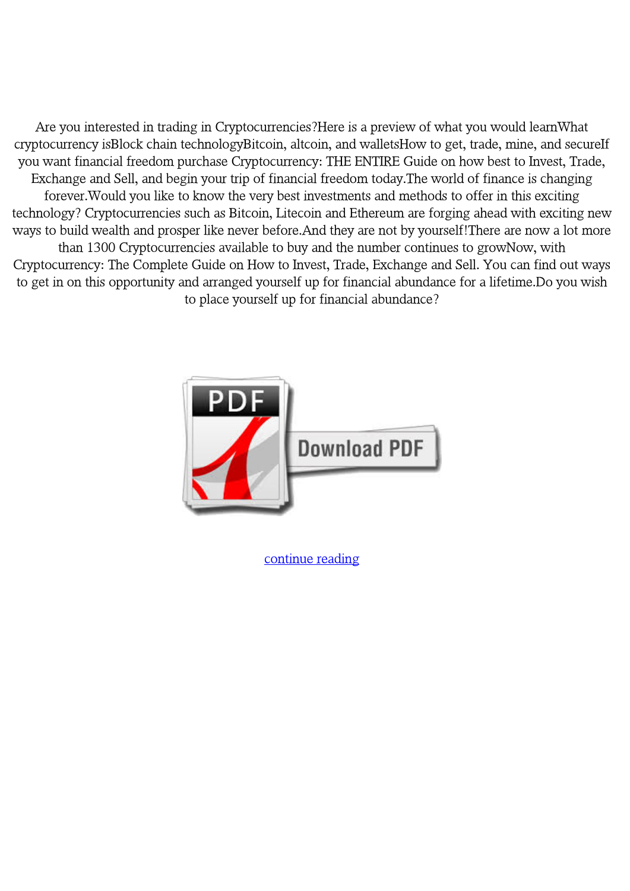Are you interested in trading in Cryptocurrencies?Here is a preview of what you would learnWhat cryptocurrency isBlock chain technologyBitcoin, altcoin, and walletsHow to get, trade, mine, and secureIf you want financial freedom purchase Cryptocurrency: THE ENTIRE Guide on how best to Invest, Trade, Exchange and Sell, and begin your trip of financial freedom today.The world of finance is changing forever.Would you like to know the very best investments and methods to offer in this exciting technology? Cryptocurrencies such as Bitcoin, Litecoin and Ethereum are forging ahead with exciting new ways to build wealth and prosper like never before.And they are not by yourself!There are now a lot more than 1300 Cryptocurrencies available to buy and the number continues to growNow, with Cryptocurrency: The Complete Guide on How to Invest, Trade, Exchange and Sell. You can find out ways to get in on this opportunity and arranged yourself up for financial abundance for a lifetime.Do you wish to place yourself up for financial abundance?

Download PDF

continue reading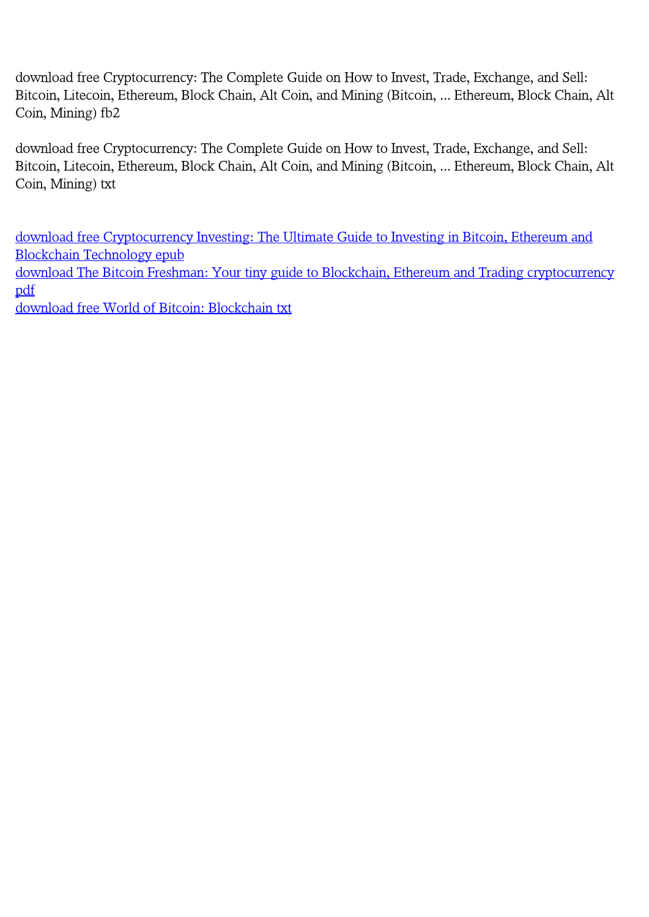download free Cryptocurrency: The Complete Guide on How to Invest, Trade, Exchange, and Sell: Bitcoin, Litecoin, Ethereum, Block Chain, Alt Coin, and Mining (Bitcoin, ... Ethereum, Block Chain, Alt Coin, Mining) fb2

download free Cryptocurrency: The Complete Guide on How to Invest, Trade, Exchange, and Sell: Bitcoin, Litecoin, Ethereum, Block Chain, Alt Coin, and Mining (Bitcoin, ... Ethereum, Block Chain, Alt Coin, Mining) txt

download free Cryptocurrency Investing: The Ultimate Guide to Investing in Bitcoin, Ethereum and Blockchain Technology epub
download The Bitcoin Freshman: Your tiny guide to Blockchain, Ethereum and Trading cryptocurrency pdf
download free World of Bitcoin: Blockchain txt